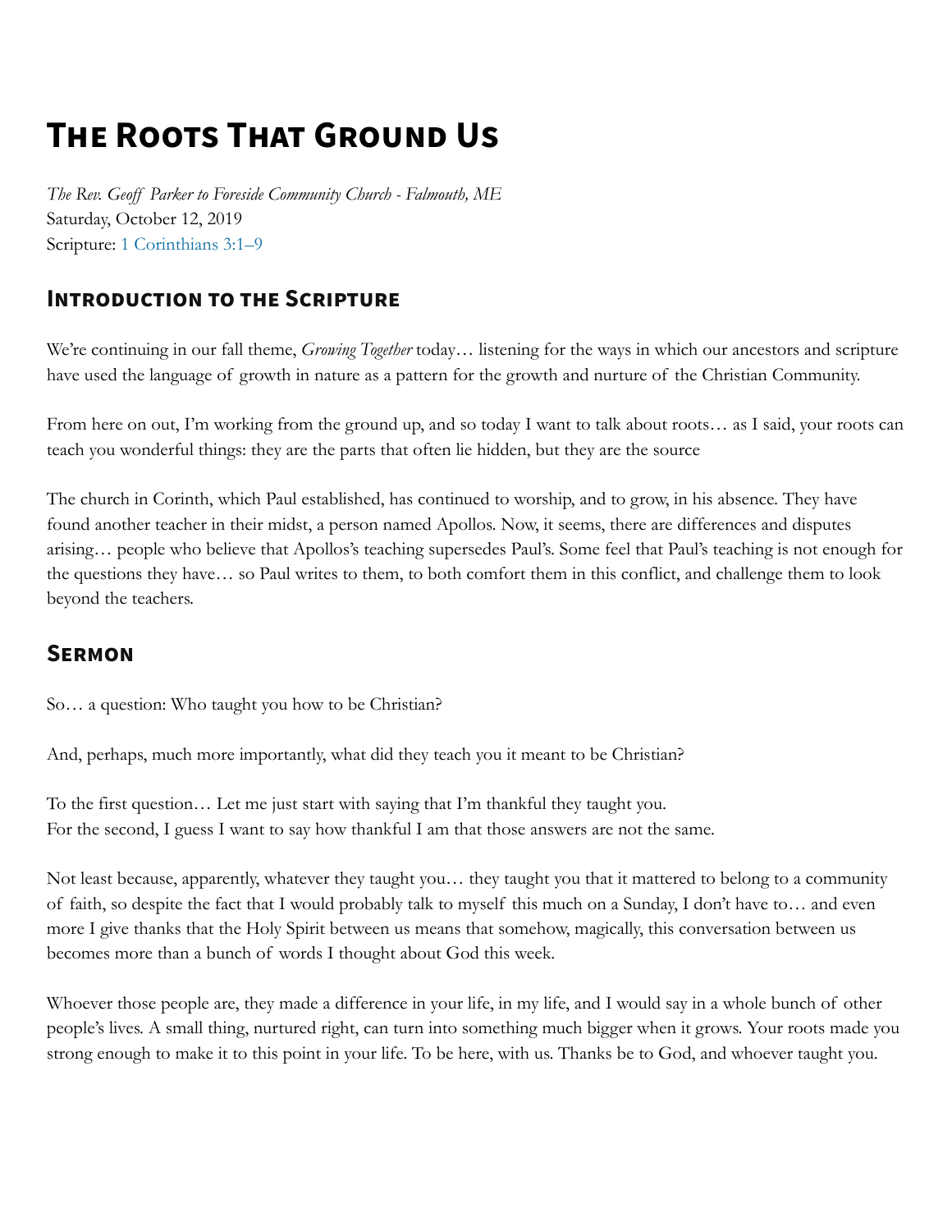# The Roots That Ground Us

*The Rev. Geoff Parker to Foreside Community Church - Falmouth, ME*
Saturday, October 12, 2019
Scripture: 1 Corinthians 3:1–9

## Introduction to the Scripture

We're continuing in our fall theme, *Growing Together* today… listening for the ways in which our ancestors and scripture have used the language of growth in nature as a pattern for the growth and nurture of the Christian Community.

From here on out, I'm working from the ground up, and so today I want to talk about roots… as I said, your roots can teach you wonderful things: they are the parts that often lie hidden, but they are the source

The church in Corinth, which Paul established, has continued to worship, and to grow, in his absence. They have found another teacher in their midst, a person named Apollos. Now, it seems, there are differences and disputes arising… people who believe that Apollos's teaching supersedes Paul's. Some feel that Paul's teaching is not enough for the questions they have… so Paul writes to them, to both comfort them in this conflict, and challenge them to look beyond the teachers.

## Sermon

So… a question: Who taught you how to be Christian?

And, perhaps, much more importantly, what did they teach you it meant to be Christian?

To the first question… Let me just start with saying that I'm thankful they taught you.
For the second, I guess I want to say how thankful I am that those answers are not the same.

Not least because, apparently, whatever they taught you… they taught you that it mattered to belong to a community of faith, so despite the fact that I would probably talk to myself this much on a Sunday, I don't have to… and even more I give thanks that the Holy Spirit between us means that somehow, magically, this conversation between us becomes more than a bunch of words I thought about God this week.

Whoever those people are, they made a difference in your life, in my life, and I would say in a whole bunch of other people's lives. A small thing, nurtured right, can turn into something much bigger when it grows. Your roots made you strong enough to make it to this point in your life. To be here, with us. Thanks be to God, and whoever taught you.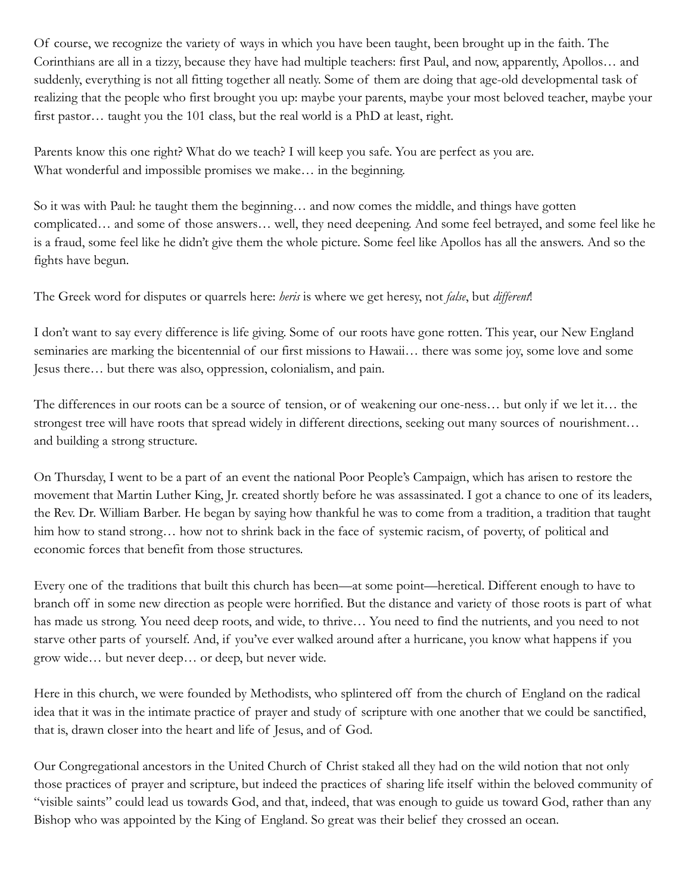Of course, we recognize the variety of ways in which you have been taught, been brought up in the faith. The Corinthians are all in a tizzy, because they have had multiple teachers: first Paul, and now, apparently, Apollos… and suddenly, everything is not all fitting together all neatly. Some of them are doing that age-old developmental task of realizing that the people who first brought you up: maybe your parents, maybe your most beloved teacher, maybe your first pastor… taught you the 101 class, but the real world is a PhD at least, right.

Parents know this one right? What do we teach? I will keep you safe. You are perfect as you are. What wonderful and impossible promises we make… in the beginning.

So it was with Paul: he taught them the beginning… and now comes the middle, and things have gotten complicated… and some of those answers… well, they need deepening. And some feel betrayed, and some feel like he is a fraud, some feel like he didn't give them the whole picture. Some feel like Apollos has all the answers. And so the fights have begun.

The Greek word for disputes or quarrels here: *heris* is where we get heresy, not *false*, but *different*!

I don't want to say every difference is life giving. Some of our roots have gone rotten. This year, our New England seminaries are marking the bicentennial of our first missions to Hawaii… there was some joy, some love and some Jesus there… but there was also, oppression, colonialism, and pain.

The differences in our roots can be a source of tension, or of weakening our one-ness… but only if we let it… the strongest tree will have roots that spread widely in different directions, seeking out many sources of nourishment… and building a strong structure.

On Thursday, I went to be a part of an event the national Poor People's Campaign, which has arisen to restore the movement that Martin Luther King, Jr. created shortly before he was assassinated. I got a chance to one of its leaders, the Rev. Dr. William Barber. He began by saying how thankful he was to come from a tradition, a tradition that taught him how to stand strong… how not to shrink back in the face of systemic racism, of poverty, of political and economic forces that benefit from those structures.

Every one of the traditions that built this church has been—at some point—heretical. Different enough to have to branch off in some new direction as people were horrified. But the distance and variety of those roots is part of what has made us strong. You need deep roots, and wide, to thrive… You need to find the nutrients, and you need to not starve other parts of yourself. And, if you've ever walked around after a hurricane, you know what happens if you grow wide… but never deep… or deep, but never wide.

Here in this church, we were founded by Methodists, who splintered off from the church of England on the radical idea that it was in the intimate practice of prayer and study of scripture with one another that we could be sanctified, that is, drawn closer into the heart and life of Jesus, and of God.

Our Congregational ancestors in the United Church of Christ staked all they had on the wild notion that not only those practices of prayer and scripture, but indeed the practices of sharing life itself within the beloved community of "visible saints" could lead us towards God, and that, indeed, that was enough to guide us toward God, rather than any Bishop who was appointed by the King of England. So great was their belief they crossed an ocean.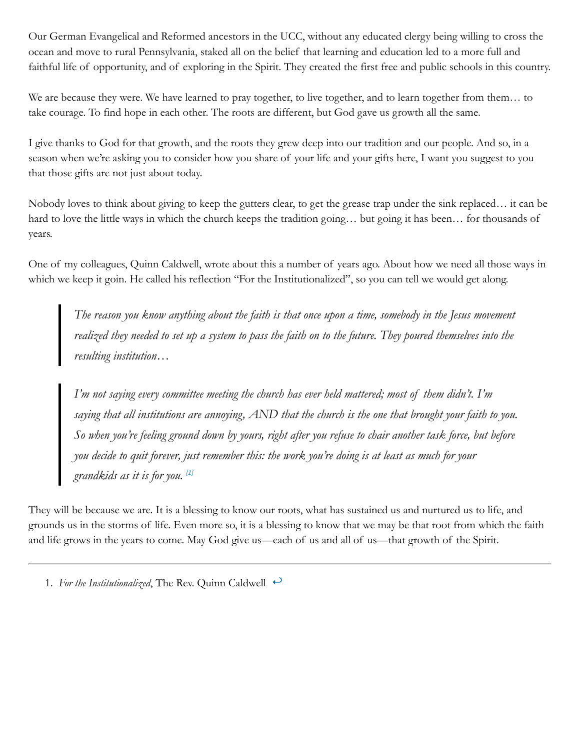Our German Evangelical and Reformed ancestors in the UCC, without any educated clergy being willing to cross the ocean and move to rural Pennsylvania, staked all on the belief that learning and education led to a more full and faithful life of opportunity, and of exploring in the Spirit. They created the first free and public schools in this country.

We are because they were. We have learned to pray together, to live together, and to learn together from them… to take courage. To find hope in each other. The roots are different, but God gave us growth all the same.

I give thanks to God for that growth, and the roots they grew deep into our tradition and our people. And so, in a season when we're asking you to consider how you share of your life and your gifts here, I want you suggest to you that those gifts are not just about today.

Nobody loves to think about giving to keep the gutters clear, to get the grease trap under the sink replaced… it can be hard to love the little ways in which the church keeps the tradition going… but going it has been… for thousands of years.

One of my colleagues, Quinn Caldwell, wrote about this a number of years ago. About how we need all those ways in which we keep it goin. He called his reflection "For the Institutionalized", so you can tell we would get along.

> *The reason you know anything about the faith is that once upon a time, somebody in the Jesus movement realized they needed to set up a system to pass the faith on to the future. They poured themselves into the resulting institution…*

> *I'm not saying every committee meeting the church has ever held mattered; most of them didn't. I'm saying that all institutions are annoying, AND that the church is the one that brought your faith to you. So when you're feeling ground down by yours, right after you refuse to chair another task force, but before you decide to quit forever, just remember this: the work you're doing is at least as much for your grandkids as it is for you.* [1]

They will be because we are. It is a blessing to know our roots, what has sustained us and nurtured us to life, and grounds us in the storms of life. Even more so, it is a blessing to know that we may be that root from which the faith and life grows in the years to come. May God give us—each of us and all of us—that growth of the Spirit.

---

1. *For the Institutionalized*, The Rev. Quinn Caldwell ↩